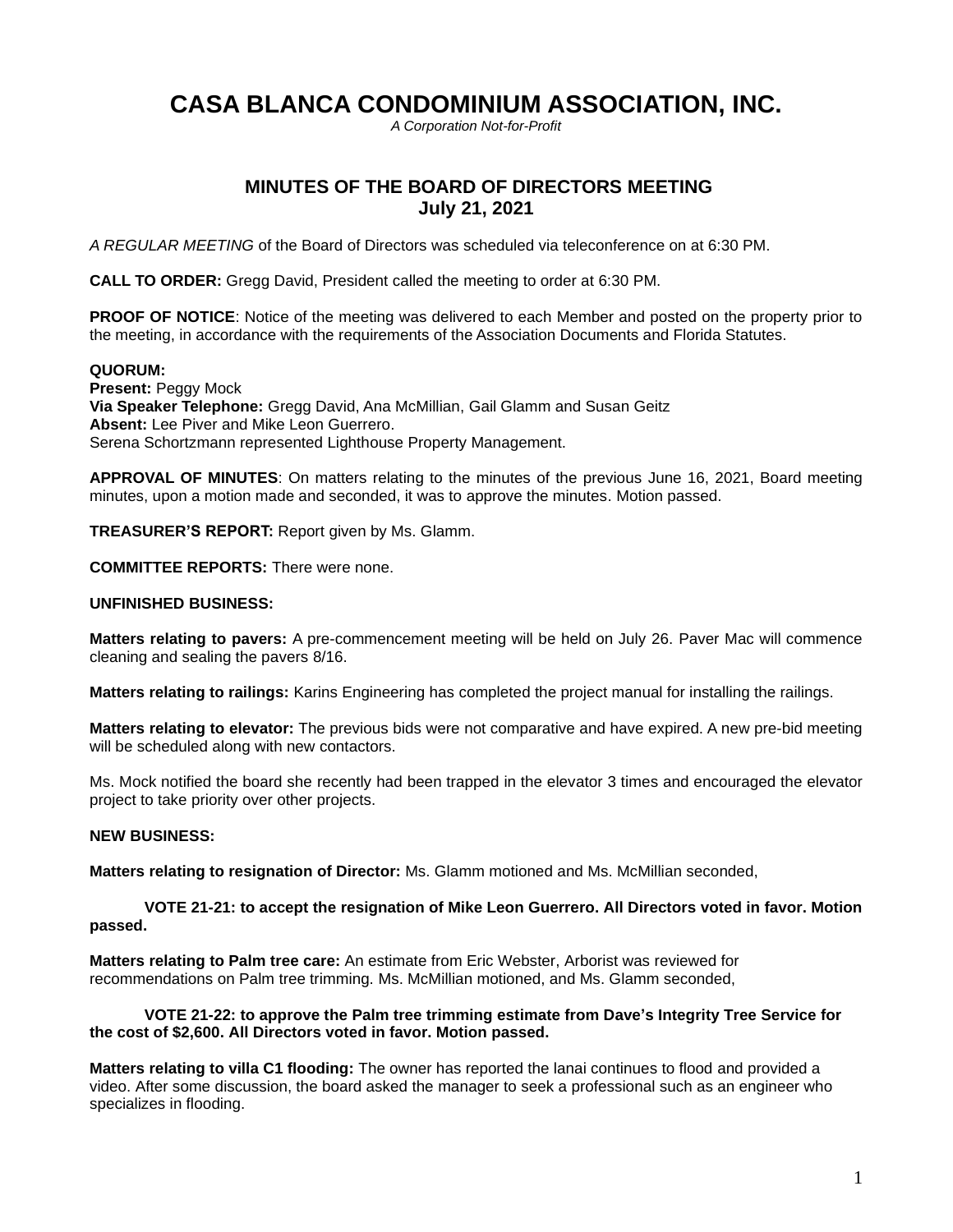# CASA BLANCA CONDOMINIUM ASSOCIATION, INC.

*A Corporation Not-for-Profit*

## MINUTES OF THE BOARD OF DIRECTORS MEETING
## July 21, 2021

*A REGULAR MEETING* of the Board of Directors was scheduled via teleconference on at 6:30 PM.

**CALL TO ORDER:** Gregg David, President called the meeting to order at 6:30 PM.

**PROOF OF NOTICE**: Notice of the meeting was delivered to each Member and posted on the property prior to the meeting, in accordance with the requirements of the Association Documents and Florida Statutes.

**QUORUM:**
**Present:** Peggy Mock
**Via Speaker Telephone:** Gregg David, Ana McMillian, Gail Glamm and Susan Geitz
**Absent:** Lee Piver and Mike Leon Guerrero.
Serena Schortzmann represented Lighthouse Property Management.

**APPROVAL OF MINUTES**: On matters relating to the minutes of the previous June 16, 2021, Board meeting minutes, upon a motion made and seconded, it was to approve the minutes. Motion passed.

**TREASURER'S REPORT:** Report given by Ms. Glamm.

**COMMITTEE REPORTS:** There were none.

**UNFINISHED BUSINESS:**

**Matters relating to pavers:** A pre-commencement meeting will be held on July 26. Paver Mac will commence cleaning and sealing the pavers 8/16.

**Matters relating to railings:** Karins Engineering has completed the project manual for installing the railings.

**Matters relating to elevator:** The previous bids were not comparative and have expired. A new pre-bid meeting will be scheduled along with new contactors.

Ms. Mock notified the board she recently had been trapped in the elevator 3 times and encouraged the elevator project to take priority over other projects.

**NEW BUSINESS:**

**Matters relating to resignation of Director:** Ms. Glamm motioned and Ms. McMillian seconded,

**VOTE 21-21: to accept the resignation of Mike Leon Guerrero. All Directors voted in favor. Motion passed.**

**Matters relating to Palm tree care:** An estimate from Eric Webster, Arborist was reviewed for recommendations on Palm tree trimming. Ms. McMillian motioned, and Ms. Glamm seconded,

**VOTE 21-22: to approve the Palm tree trimming estimate from Dave's Integrity Tree Service for the cost of $2,600. All Directors voted in favor. Motion passed.**

**Matters relating to villa C1 flooding:** The owner has reported the lanai continues to flood and provided a video. After some discussion, the board asked the manager to seek a professional such as an engineer who specializes in flooding.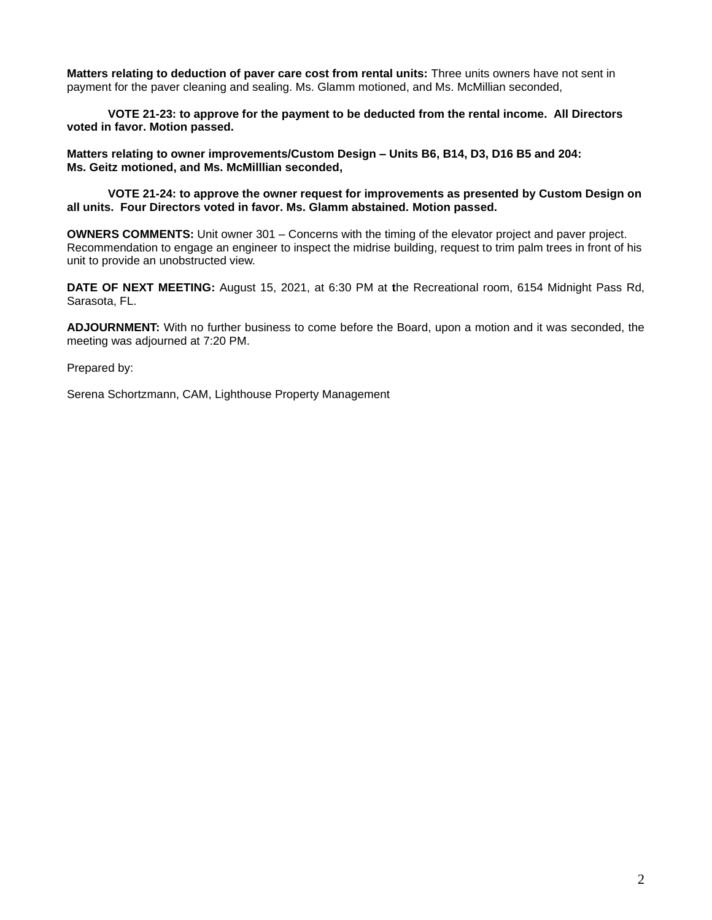**Matters relating to deduction of paver care cost from rental units:** Three units owners have not sent in payment for the paver cleaning and sealing. Ms. Glamm motioned, and Ms. McMillian seconded,

**VOTE 21-23: to approve for the payment to be deducted from the rental income. All Directors voted in favor. Motion passed.**

**Matters relating to owner improvements/Custom Design – Units B6, B14, D3, D16 B5 and 204: Ms. Geitz motioned, and Ms. McMilllian seconded,**

**VOTE 21-24: to approve the owner request for improvements as presented by Custom Design on all units. Four Directors voted in favor. Ms. Glamm abstained. Motion passed.**

**OWNERS COMMENTS:** Unit owner 301 – Concerns with the timing of the elevator project and paver project. Recommendation to engage an engineer to inspect the midrise building, request to trim palm trees in front of his unit to provide an unobstructed view.

**DATE OF NEXT MEETING:** August 15, 2021, at 6:30 PM at the Recreational room, 6154 Midnight Pass Rd, Sarasota, FL.

**ADJOURNMENT:** With no further business to come before the Board, upon a motion and it was seconded, the meeting was adjourned at 7:20 PM.

Prepared by:

Serena Schortzmann, CAM, Lighthouse Property Management